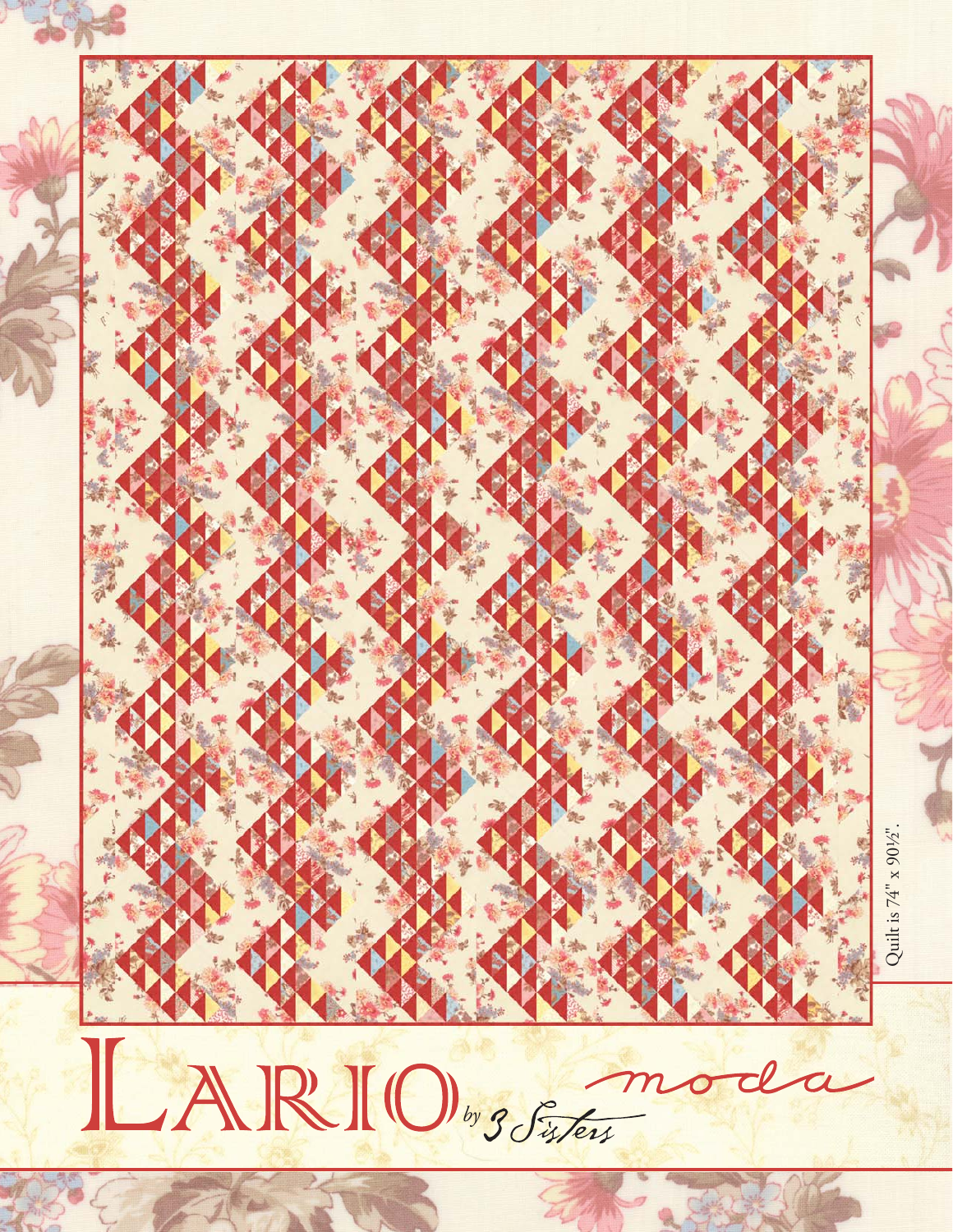# Lario by 3 Sisters

moda

Quilt is 74" x 90½".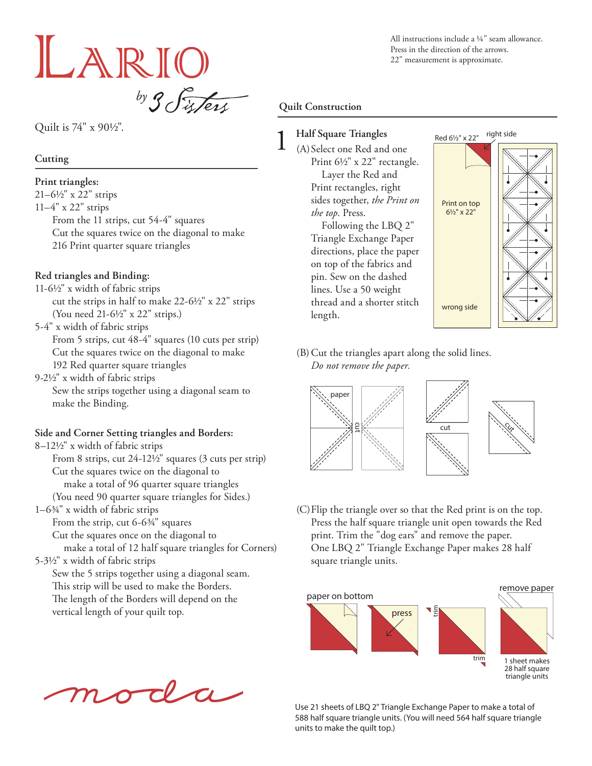# Lario

by 3 Sisters

All instructions include a ¼" seam allowance.
Press in the direction of the arrows.
22" measurement is approximate.

Quilt is 74" x 90½".

## Cutting

**Print triangles:**

21–6½" x 22" strips
11–4" x 22" strips
From the 11 strips, cut 54-4" squares
Cut the squares twice on the diagonal to make 216 Print quarter square triangles

**Red triangles and Binding:**

11-6½" x width of fabric strips
cut the strips in half to make 22-6½" x 22" strips
(You need 21-6½" x 22" strips.)
5-4" x width of fabric strips
From 5 strips, cut 48-4" squares (10 cuts per strip)
Cut the squares twice on the diagonal to make 192 Red quarter square triangles
9-2½" x width of fabric strips
Sew the strips together using a diagonal seam to make the Binding.

**Side and Corner Setting triangles and Borders:**

8–12½" x width of fabric strips
From 8 strips, cut 24-12½" squares (3 cuts per strip)
Cut the squares twice on the diagonal to make a total of 96 quarter square triangles
(You need 90 quarter square triangles for Sides.)
1–6¾" x width of fabric strips
From the strip, cut 6-6¾" squares
Cut the squares once on the diagonal to make a total of 12 half square triangles for Corners)
5-3½" x width of fabric strips
Sew the 5 strips together using a diagonal seam.
This strip will be used to make the Borders.
The length of the Borders will depend on the vertical length of your quilt top.

## Quilt Construction

### 1 Half Square Triangles

(A) Select one Red and one Print 6½" x 22" rectangle.
Layer the Red and Print rectangles, right sides together, *the Print on the top*. Press.
Following the LBQ 2" Triangle Exchange Paper directions, place the paper on top of the fabrics and pin. Sew on the dashed lines. Use a 50 weight thread and a shorter stitch length.

Red 6½" x 22" right side

Print on top 6½" x 22"

wrong side

(B) Cut the triangles apart along the solid lines. *Do not remove the paper.*

paper cut cut cut

(C) Flip the triangle over so that the Red print is on the top. Press the half square triangle unit open towards the Red print. Trim the "dog ears" and remove the paper. One LBQ 2" Triangle Exchange Paper makes 28 half square triangle units.

paper on bottom press trim trim remove paper

1 sheet makes 28 half square triangle units

Use 21 sheets of LBQ 2" Triangle Exchange Paper to make a total of 588 half square triangle units. (You will need 564 half square triangle units to make the quilt top.)

moda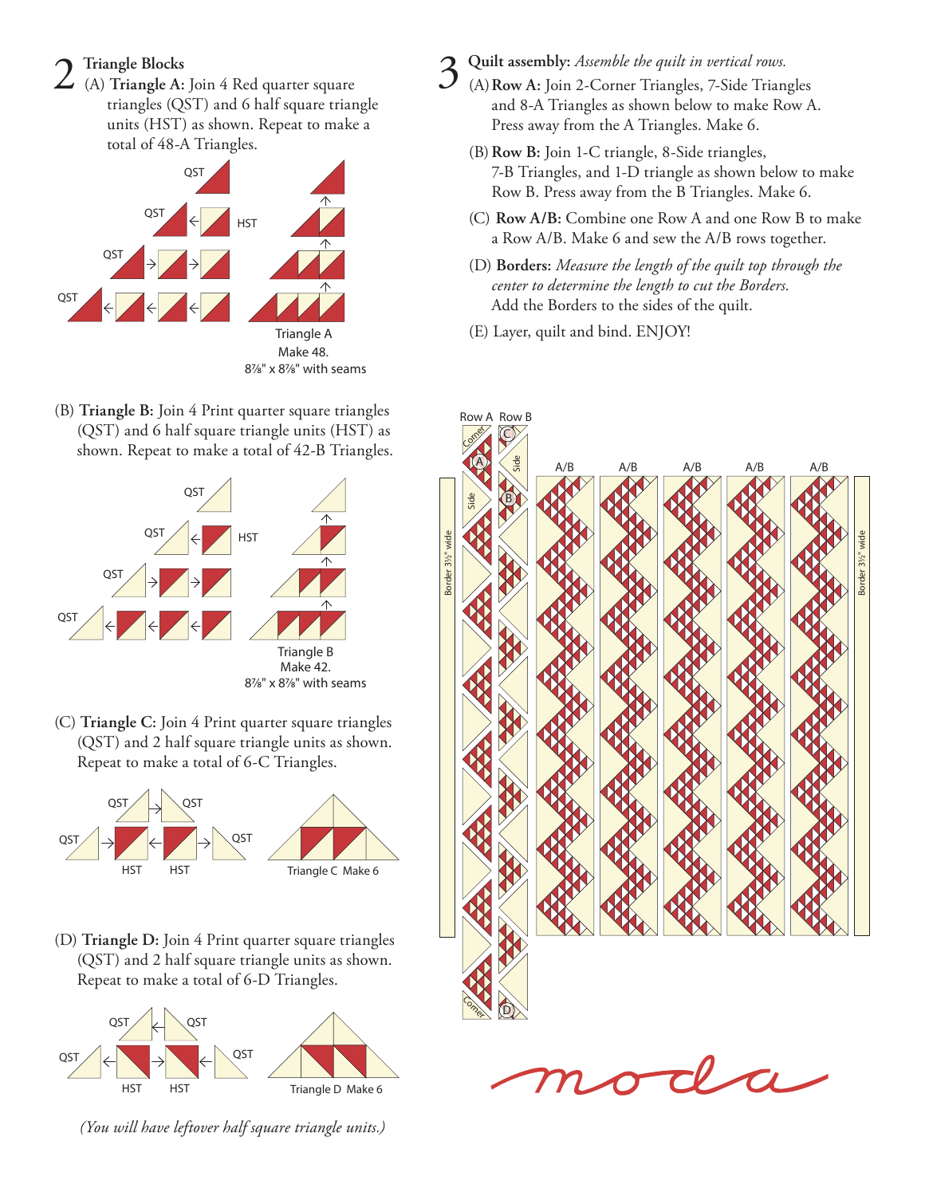## 2 Triangle Blocks

(A) **Triangle A:** Join 4 Red quarter square triangles (QST) and 6 half square triangle units (HST) as shown. Repeat to make a total of 48-A Triangles.

Triangle A
Make 48.
8⅞" x 8⅞" with seams

(B) **Triangle B:** Join 4 Print quarter square triangles (QST) and 6 half square triangle units (HST) as shown. Repeat to make a total of 42-B Triangles.

Triangle B
Make 42.
8⅞" x 8⅞" with seams

(C) **Triangle C:** Join 4 Print quarter square triangles (QST) and 2 half square triangle units as shown. Repeat to make a total of 6-C Triangles.

Triangle C Make 6

(D) **Triangle D:** Join 4 Print quarter square triangles (QST) and 2 half square triangle units as shown. Repeat to make a total of 6-D Triangles.

Triangle D Make 6

*(You will have leftover half square triangle units.)*

## 3 Quilt assembly: *Assemble the quilt in vertical rows.*

(A) **Row A:** Join 2-Corner Triangles, 7-Side Triangles and 8-A Triangles as shown below to make Row A. Press away from the A Triangles. Make 6.

(B) **Row B:** Join 1-C triangle, 8-Side triangles, 7-B Triangles, and 1-D triangle as shown below to make Row B. Press away from the B Triangles. Make 6.

(C) **Row A/B:** Combine one Row A and one Row B to make a Row A/B. Make 6 and sew the A/B rows together.

(D) **Borders:** *Measure the length of the quilt top through the center to determine the length to cut the Borders.* Add the Borders to the sides of the quilt.

(E) Layer, quilt and bind. ENJOY!

moda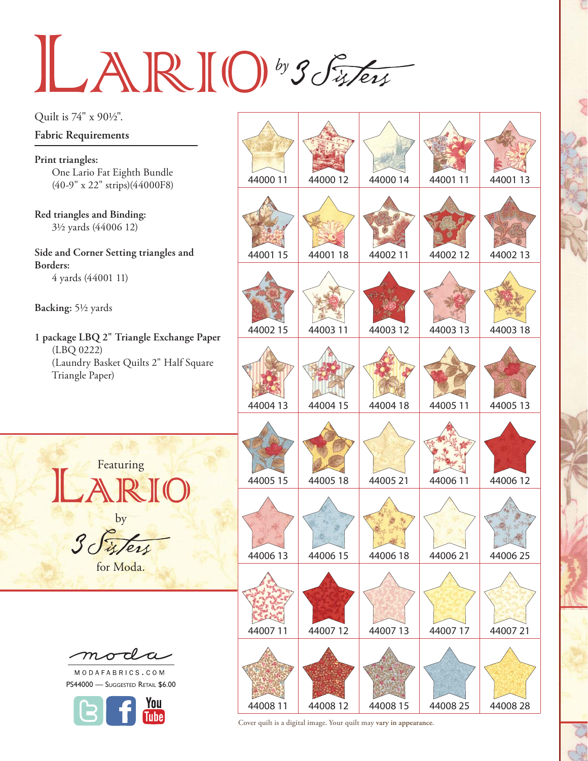# LARIO by 3 Sisters

Quilt is 74" x 90½".

**Fabric Requirements**

**Print triangles:**
One Lario Fat Eighth Bundle
(40-9" x 22" strips)(44000F8)

**Red triangles and Binding:**
3½ yards (44006 12)

**Side and Corner Setting triangles and Borders:**
4 yards (44001 11)

**Backing:** 5½ yards

**1 package LBQ 2" Triangle Exchange Paper**
(LBQ 0222)
(Laundry Basket Quilts 2" Half Square Triangle Paper)

| | | | | |
|---|---|---|---|---|
| 44000 11 | 44000 12 | 44000 14 | 44001 11 | 44001 13 |
| 44001 15 | 44001 18 | 44002 11 | 44002 12 | 44002 13 |
| 44002 15 | 44003 11 | 44003 12 | 44003 13 | 44003 18 |
| 44004 13 | 44004 15 | 44004 18 | 44005 11 | 44005 13 |
| 44005 15 | 44005 18 | 44005 21 | 44006 11 | 44006 12 |
| 44006 13 | 44006 15 | 44006 18 | 44006 21 | 44006 25 |
| 44007 11 | 44007 12 | 44007 13 | 44007 17 | 44007 21 |
| 44008 11 | 44008 12 | 44008 15 | 44008 25 | 44008 28 |

Featuring LARIO by 3 Sisters for Moda.

moda
MODAFABRICS.COM
PS44000 — Suggested Retail $6.00

Cover quilt is a digital image. Your quilt may vary in appearance.